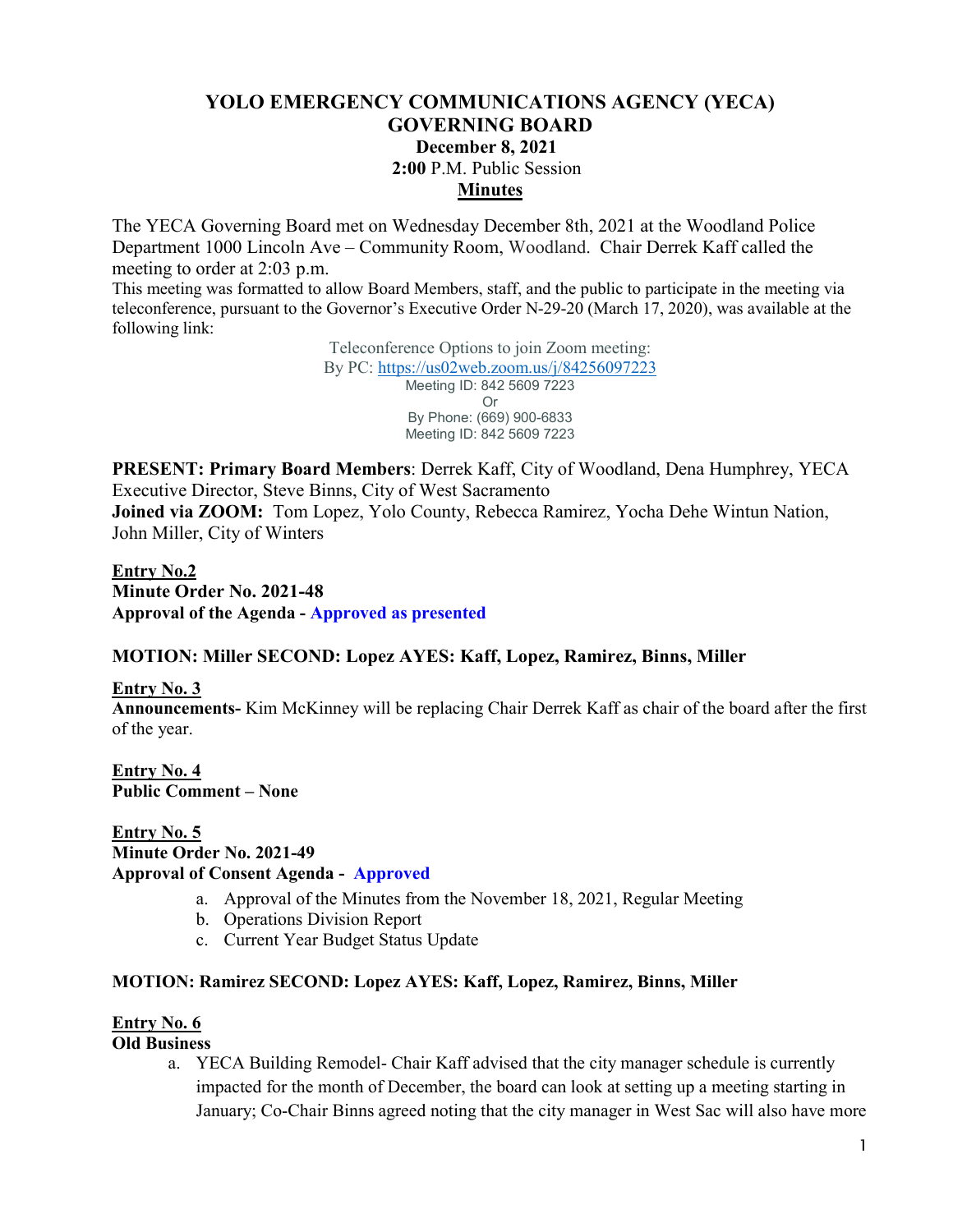# YOLO EMERGENCY COMMUNICATIONS AGENCY (YECA)
# GOVERNING BOARD
**December 8, 2021**
**2:00** P.M. Public Session
**Minutes**

The YECA Governing Board met on Wednesday December 8th, 2021 at the Woodland Police Department 1000 Lincoln Ave – Community Room, Woodland. Chair Derrek Kaff called the meeting to order at 2:03 p.m.

This meeting was formatted to allow Board Members, staff, and the public to participate in the meeting via teleconference, pursuant to the Governor's Executive Order N-29-20 (March 17, 2020), was available at the following link:

Teleconference Options to join Zoom meeting:
By PC: https://us02web.zoom.us/j/84256097223
Meeting ID: 842 5609 7223
Or
By Phone: (669) 900-6833
Meeting ID: 842 5609 7223

**PRESENT: Primary Board Members**: Derrek Kaff, City of Woodland, Dena Humphrey, YECA Executive Director, Steve Binns, City of West Sacramento
**Joined via ZOOM:** Tom Lopez, Yolo County, Rebecca Ramirez, Yocha Dehe Wintun Nation, John Miller, City of Winters

**Entry No.2**
**Minute Order No. 2021-48**
**Approval of the Agenda - Approved as presented**

**MOTION: Miller SECOND: Lopez AYES: Kaff, Lopez, Ramirez, Binns, Miller**

**Entry No. 3**
**Announcements-** Kim McKinney will be replacing Chair Derrek Kaff as chair of the board after the first of the year.

**Entry No. 4**
**Public Comment – None**

**Entry No. 5**
**Minute Order No. 2021-49**
**Approval of Consent Agenda - Approved**

a. Approval of the Minutes from the November 18, 2021, Regular Meeting
b. Operations Division Report
c. Current Year Budget Status Update

**MOTION: Ramirez SECOND: Lopez AYES: Kaff, Lopez, Ramirez, Binns, Miller**

**Entry No. 6**
**Old Business**

a. YECA Building Remodel- Chair Kaff advised that the city manager schedule is currently impacted for the month of December, the board can look at setting up a meeting starting in January; Co-Chair Binns agreed noting that the city manager in West Sac will also have more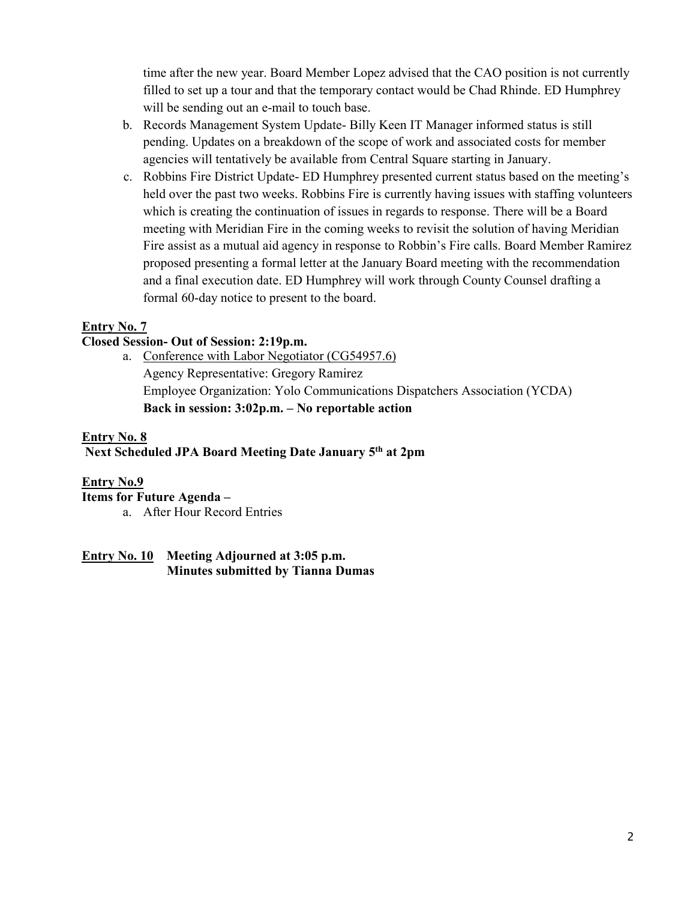time after the new year. Board Member Lopez advised that the CAO position is not currently filled to set up a tour and that the temporary contact would be Chad Rhinde. ED Humphrey will be sending out an e-mail to touch base.

b. Records Management System Update- Billy Keen IT Manager informed status is still pending. Updates on a breakdown of the scope of work and associated costs for member agencies will tentatively be available from Central Square starting in January.

c. Robbins Fire District Update- ED Humphrey presented current status based on the meeting's held over the past two weeks. Robbins Fire is currently having issues with staffing volunteers which is creating the continuation of issues in regards to response. There will be a Board meeting with Meridian Fire in the coming weeks to revisit the solution of having Meridian Fire assist as a mutual aid agency in response to Robbin's Fire calls. Board Member Ramirez proposed presenting a formal letter at the January Board meeting with the recommendation and a final execution date. ED Humphrey will work through County Counsel drafting a formal 60-day notice to present to the board.

**Entry No. 7**

**Closed Session- Out of Session: 2:19p.m.**

a. Conference with Labor Negotiator (CG54957.6)
Agency Representative: Gregory Ramirez
Employee Organization: Yolo Communications Dispatchers Association (YCDA)
**Back in session: 3:02p.m. – No reportable action**

**Entry No. 8**

**Next Scheduled JPA Board Meeting Date January 5th at 2pm**

**Entry No.9**

**Items for Future Agenda –**

a. After Hour Record Entries

**Entry No. 10** **Meeting Adjourned at 3:05 p.m.**
**Minutes submitted by Tianna Dumas**